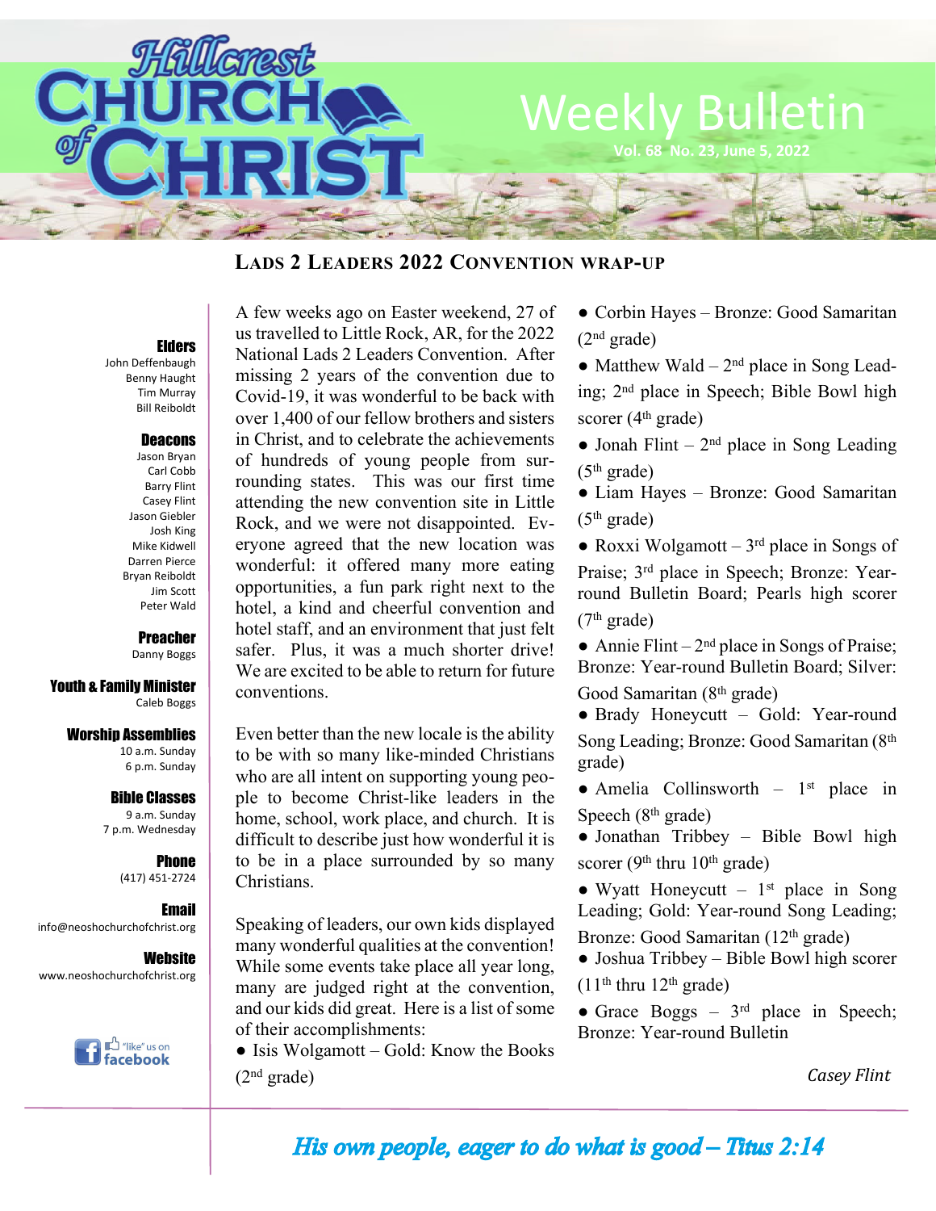# Hillcrest Church of Christ

## Weekly Bulletin

Vol. 68 No. 23, June 5, 2022

**Elders**
John Deffenbaugh
Benny Haught
Tim Murray
Bill Reiboldt

**Deacons**
Jason Bryan
Carl Cobb
Barry Flint
Casey Flint
Jason Giebler
Josh King
Mike Kidwell
Darren Pierce
Bryan Reiboldt
Jim Scott
Peter Wald

**Preacher**
Danny Boggs

**Youth & Family Minister**
Caleb Boggs

**Worship Assemblies**
10 a.m. Sunday
6 p.m. Sunday

**Bible Classes**
9 a.m. Sunday
7 p.m. Wednesday

**Phone**
(417) 451-2724

**Email**
info@neoshochurchofchrist.org

**Website**
www.neoshochurchofchrist.org

"like" us on facebook

## Lads 2 Leaders 2022 Convention wrap-up

A few weeks ago on Easter weekend, 27 of us travelled to Little Rock, AR, for the 2022 National Lads 2 Leaders Convention. After missing 2 years of the convention due to Covid-19, it was wonderful to be back with over 1,400 of our fellow brothers and sisters in Christ, and to celebrate the achievements of hundreds of young people from surrounding states. This was our first time attending the new convention site in Little Rock, and we were not disappointed. Everyone agreed that the new location was wonderful: it offered many more eating opportunities, a fun park right next to the hotel, a kind and cheerful convention and hotel staff, and an environment that just felt safer. Plus, it was a much shorter drive! We are excited to be able to return for future conventions.

Even better than the new locale is the ability to be with so many like-minded Christians who are all intent on supporting young people to become Christ-like leaders in the home, school, work place, and church. It is difficult to describe just how wonderful it is to be in a place surrounded by so many Christians.

Speaking of leaders, our own kids displayed many wonderful qualities at the convention! While some events take place all year long, many are judged right at the convention, and our kids did great. Here is a list of some of their accomplishments:

- Isis Wolgamott – Gold: Know the Books (2nd grade)
- Corbin Hayes – Bronze: Good Samaritan (2nd grade)
- Matthew Wald – 2nd place in Song Leading; 2nd place in Speech; Bible Bowl high scorer (4th grade)
- Jonah Flint – 2nd place in Song Leading (5th grade)
- Liam Hayes – Bronze: Good Samaritan (5th grade)
- Roxxi Wolgamott – 3rd place in Songs of Praise; 3rd place in Speech; Bronze: Year-round Bulletin Board; Pearls high scorer (7th grade)
- Annie Flint – 2nd place in Songs of Praise; Bronze: Year-round Bulletin Board; Silver: Good Samaritan (8th grade)
- Brady Honeycutt – Gold: Year-round Song Leading; Bronze: Good Samaritan (8th grade)
- Amelia Collinsworth – 1st place in Speech (8th grade)
- Jonathan Tribbey – Bible Bowl high scorer (9th thru 10th grade)
- Wyatt Honeycutt – 1st place in Song Leading; Gold: Year-round Song Leading; Bronze: Good Samaritan (12th grade)
- Joshua Tribbey – Bible Bowl high scorer (11th thru 12th grade)
- Grace Boggs – 3rd place in Speech; Bronze: Year-round Bulletin

*Casey Flint*

*His own people, eager to do what is good – Titus 2:14*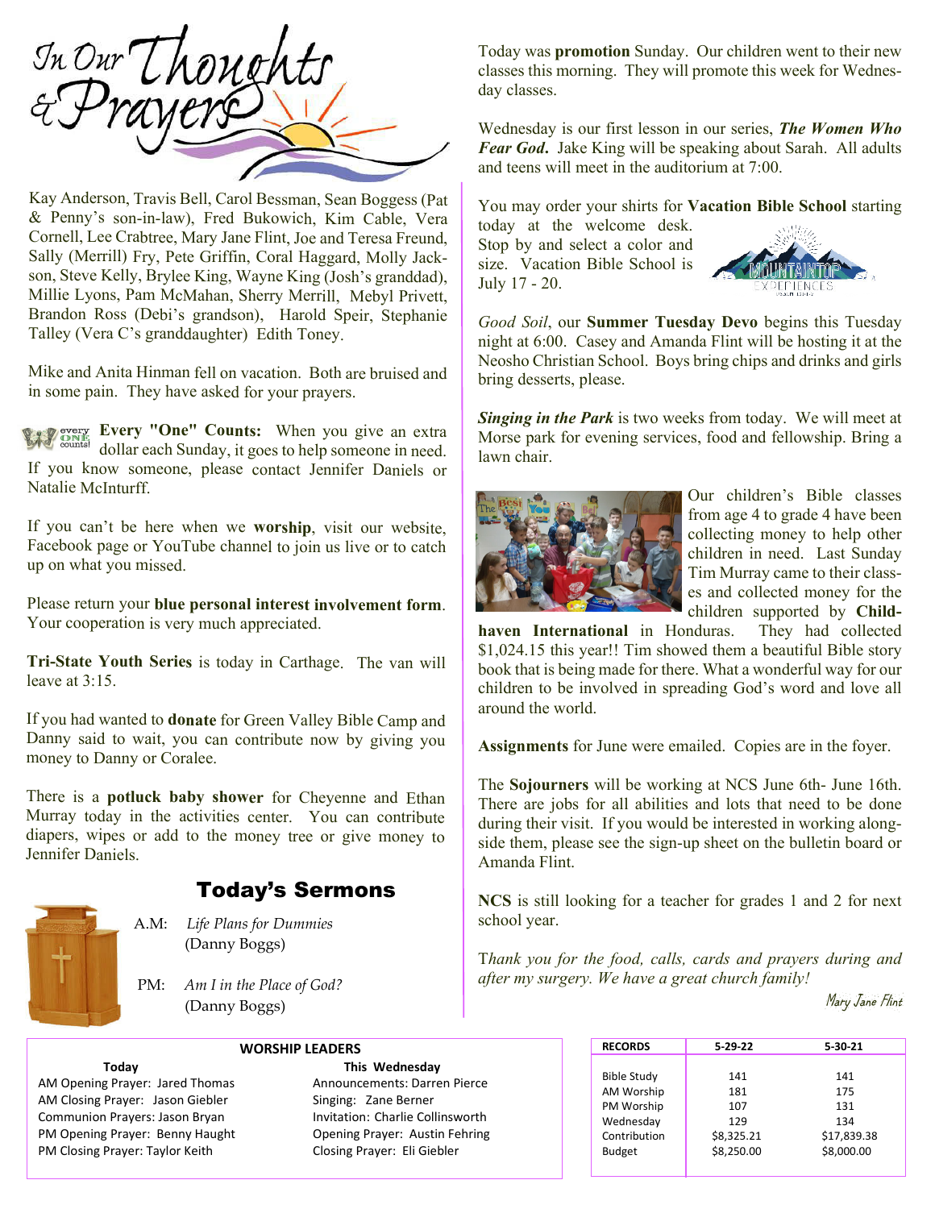# In Our Thoughts & Prayers

Kay Anderson, Travis Bell, Carol Bessman, Sean Boggess (Pat & Penny's son-in-law), Fred Bukowich, Kim Cable, Vera Cornell, Lee Crabtree, Mary Jane Flint, Joe and Teresa Freund, Sally (Merrill) Fry, Pete Griffin, Coral Haggard, Molly Jackson, Steve Kelly, Brylee King, Wayne King (Josh's granddad), Millie Lyons, Pam McMahan, Sherry Merrill, Mebyl Privett, Brandon Ross (Debi's grandson), Harold Speir, Stephanie Talley (Vera C's granddaughter) Edith Toney.

Mike and Anita Hinman fell on vacation. Both are bruised and in some pain. They have asked for your prayers.

**Every "One" Counts:** When you give an extra dollar each Sunday, it goes to help someone in need. If you know someone, please contact Jennifer Daniels or Natalie McInturff.

If you can't be here when we **worship**, visit our website, Facebook page or YouTube channel to join us live or to catch up on what you missed.

Please return your **blue personal interest involvement form**. Your cooperation is very much appreciated.

**Tri-State Youth Series** is today in Carthage. The van will leave at 3:15.

If you had wanted to **donate** for Green Valley Bible Camp and Danny said to wait, you can contribute now by giving you money to Danny or Coralee.

There is a **potluck baby shower** for Cheyenne and Ethan Murray today in the activities center. You can contribute diapers, wipes or add to the money tree or give money to Jennifer Daniels.

## Today's Sermons

A.M: *Life Plans for Dummies* (Danny Boggs)

PM: *Am I in the Place of God?* (Danny Boggs)

Today was **promotion** Sunday. Our children went to their new classes this morning. They will promote this week for Wednesday classes.

Wednesday is our first lesson in our series, ***The Women Who Fear God***. Jake King will be speaking about Sarah. All adults and teens will meet in the auditorium at 7:00.

You may order your shirts for **Vacation Bible School** starting today at the welcome desk. Stop by and select a color and size. Vacation Bible School is July 17 - 20.

*Good Soil*, our **Summer Tuesday Devo** begins this Tuesday night at 6:00. Casey and Amanda Flint will be hosting it at the Neosho Christian School. Boys bring chips and drinks and girls bring desserts, please.

***Singing in the Park*** is two weeks from today. We will meet at Morse park for evening services, food and fellowship. Bring a lawn chair.

Our children's Bible classes from age 4 to grade 4 have been collecting money to help other children in need. Last Sunday Tim Murray came to their classes and collected money for the children supported by **Childhaven International** in Honduras. They had collected $1,024.15 this year!! Tim showed them a beautiful Bible story book that is being made for there. What a wonderful way for our children to be involved in spreading God's word and love all around the world.

**Assignments** for June were emailed. Copies are in the foyer.

The **Sojourners** will be working at NCS June 6th- June 16th. There are jobs for all abilities and lots that need to be done during their visit. If you would be interested in working alongside them, please see the sign-up sheet on the bulletin board or Amanda Flint.

**NCS** is still looking for a teacher for grades 1 and 2 for next school year.

*Thank you for the food, calls, cards and prayers during and after my surgery. We have a great church family!*

*Mary Jane Flint*

## WORSHIP LEADERS

| Today | This Wednesday |
|---|---|
| AM Opening Prayer: Jared Thomas | Announcements: Darren Pierce |
| AM Closing Prayer: Jason Giebler | Singing: Zane Berner |
| Communion Prayers: Jason Bryan | Invitation: Charlie Collinsworth |
| PM Opening Prayer: Benny Haught | Opening Prayer: Austin Fehring |
| PM Closing Prayer: Taylor Keith | Closing Prayer: Eli Giebler |

| RECORDS | 5-29-22 | 5-30-21 |
|---|---|---|
| Bible Study | 141 | 141 |
| AM Worship | 181 | 175 |
| PM Worship | 107 | 131 |
| Wednesday | 129 | 134 |
| Contribution | $8,325.21 | $17,839.38 |
| Budget | $8,250.00 | $8,000.00 |